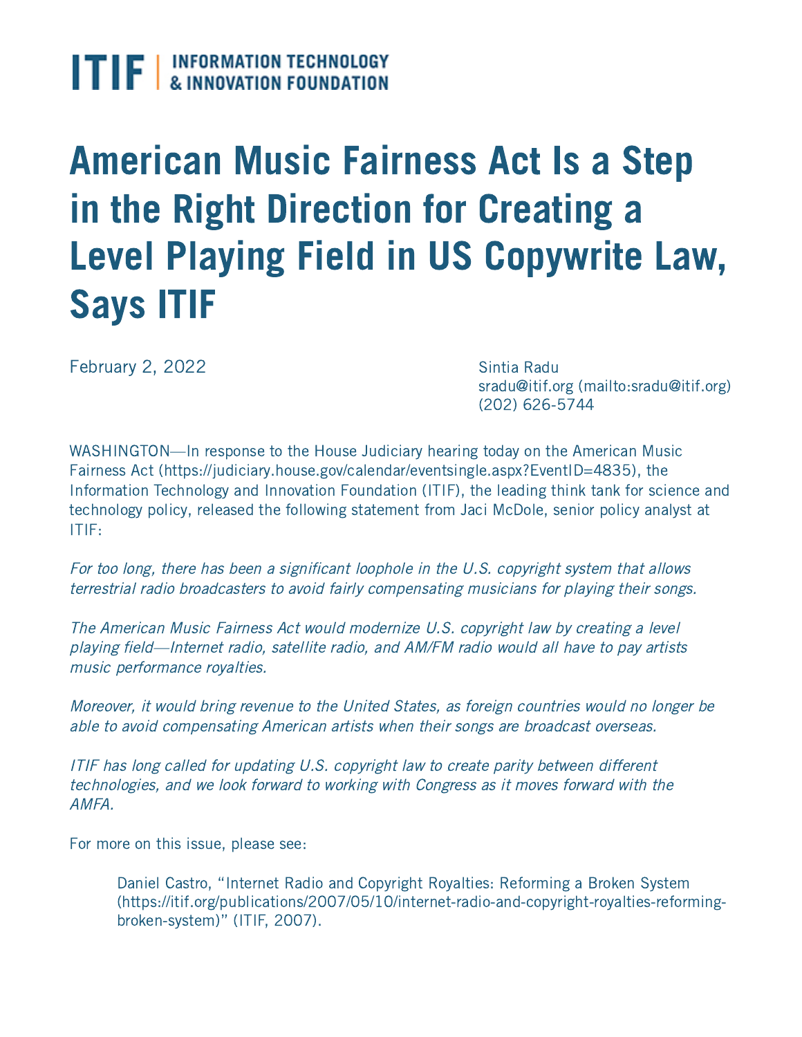ITIF | INFORMATION TECHNOLOGY & INNOVATION FOUNDATION

# American Music Fairness Act Is a Step in the Right Direction for Creating a Level Playing Field in US Copywrite Law, Says ITIF

February 2, 2022

Sintia Radu
sradu@itif.org (mailto:sradu@itif.org)
(202) 626-5744

WASHINGTON—In response to the House Judiciary hearing today on the American Music Fairness Act (https://judiciary.house.gov/calendar/eventsingle.aspx?EventID=4835), the Information Technology and Innovation Foundation (ITIF), the leading think tank for science and technology policy, released the following statement from Jaci McDole, senior policy analyst at ITIF:

*For too long, there has been a significant loophole in the U.S. copyright system that allows terrestrial radio broadcasters to avoid fairly compensating musicians for playing their songs.*

*The American Music Fairness Act would modernize U.S. copyright law by creating a level playing field—Internet radio, satellite radio, and AM/FM radio would all have to pay artists music performance royalties.*

*Moreover, it would bring revenue to the United States, as foreign countries would no longer be able to avoid compensating American artists when their songs are broadcast overseas.*

*ITIF has long called for updating U.S. copyright law to create parity between different technologies, and we look forward to working with Congress as it moves forward with the AMFA.*

For more on this issue, please see:

> Daniel Castro, "Internet Radio and Copyright Royalties: Reforming a Broken System (https://itif.org/publications/2007/05/10/internet-radio-and-copyright-royalties-reforming-broken-system)" (ITIF, 2007).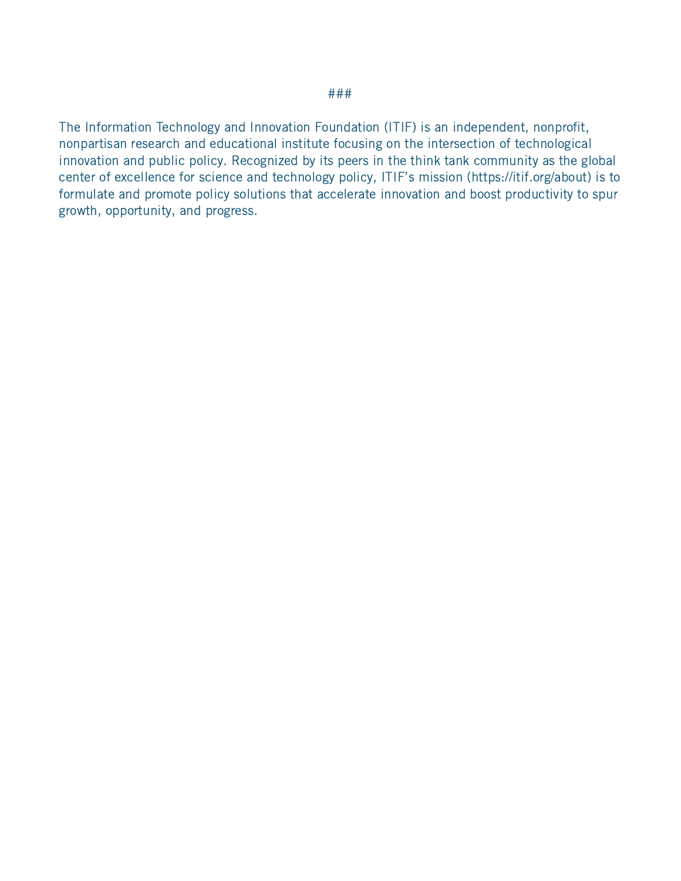###

The Information Technology and Innovation Foundation (ITIF) is an independent, nonprofit, nonpartisan research and educational institute focusing on the intersection of technological innovation and public policy. Recognized by its peers in the think tank community as the global center of excellence for science and technology policy, ITIF's mission (https://itif.org/about) is to formulate and promote policy solutions that accelerate innovation and boost productivity to spur growth, opportunity, and progress.